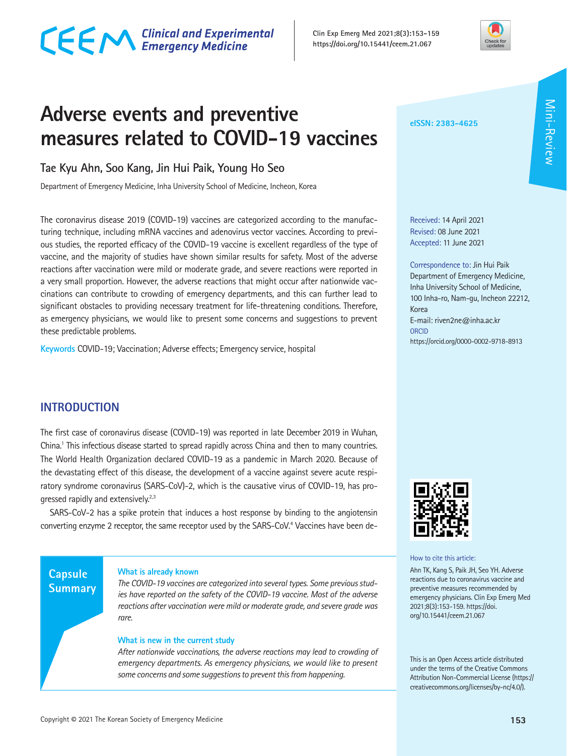# Adverse events and preventive measures related to COVID-19 vaccines

Tae Kyu Ahn, Soo Kang, Jin Hui Paik, Young Ho Seo

Department of Emergency Medicine, Inha University School of Medicine, Incheon, Korea

eISSN: 2383-4625

Received: 14 April 2021
Revised: 08 June 2021
Accepted: 11 June 2021

Correspondence to: Jin Hui Paik
Department of Emergency Medicine, Inha University School of Medicine, 100 Inha-ro, Nam-gu, Incheon 22212, Korea
E-mail: riven2ne@inha.ac.kr
ORCID
https://orcid.org/0000-0002-9718-8913

The coronavirus disease 2019 (COVID-19) vaccines are categorized according to the manufacturing technique, including mRNA vaccines and adenovirus vector vaccines. According to previous studies, the reported efficacy of the COVID-19 vaccine is excellent regardless of the type of vaccine, and the majority of studies have shown similar results for safety. Most of the adverse reactions after vaccination were mild or moderate grade, and severe reactions were reported in a very small proportion. However, the adverse reactions that might occur after nationwide vaccinations can contribute to crowding of emergency departments, and this can further lead to significant obstacles to providing necessary treatment for life-threatening conditions. Therefore, as emergency physicians, we would like to present some concerns and suggestions to prevent these predictable problems.

**Keywords** COVID-19; Vaccination; Adverse effects; Emergency service, hospital

## INTRODUCTION

The first case of coronavirus disease (COVID-19) was reported in late December 2019 in Wuhan, China.[1] This infectious disease started to spread rapidly across China and then to many countries. The World Health Organization declared COVID-19 as a pandemic in March 2020. Because of the devastating effect of this disease, the development of a vaccine against severe acute respiratory syndrome coronavirus (SARS-CoV)-2, which is the causative virus of COVID-19, has progressed rapidly and extensively.[2,3]

SARS-CoV-2 has a spike protein that induces a host response by binding to the angiotensin converting enzyme 2 receptor, the same receptor used by the SARS-CoV.[4] Vaccines have been de-

### Capsule Summary

**What is already known**

*The COVID-19 vaccines are categorized into several types. Some previous studies have reported on the safety of the COVID-19 vaccine. Most of the adverse reactions after vaccination were mild or moderate grade, and severe grade was rare.*

**What is new in the current study**

*After nationwide vaccinations, the adverse reactions may lead to crowding of emergency departments. As emergency physicians, we would like to present some concerns and some suggestions to prevent this from happening.*

How to cite this article:
Ahn TK, Kang S, Paik JH, Seo YH. Adverse reactions due to coronavirus vaccine and preventive measures recommended by emergency physicians. Clin Exp Emerg Med 2021;8(3):153-159. https://doi.org/10.15441/ceem.21.067

This is an Open Access article distributed under the terms of the Creative Commons Attribution Non-Commercial License (https://creativecommons.org/licenses/by-nc/4.0/).

Copyright © 2021 The Korean Society of Emergency Medicine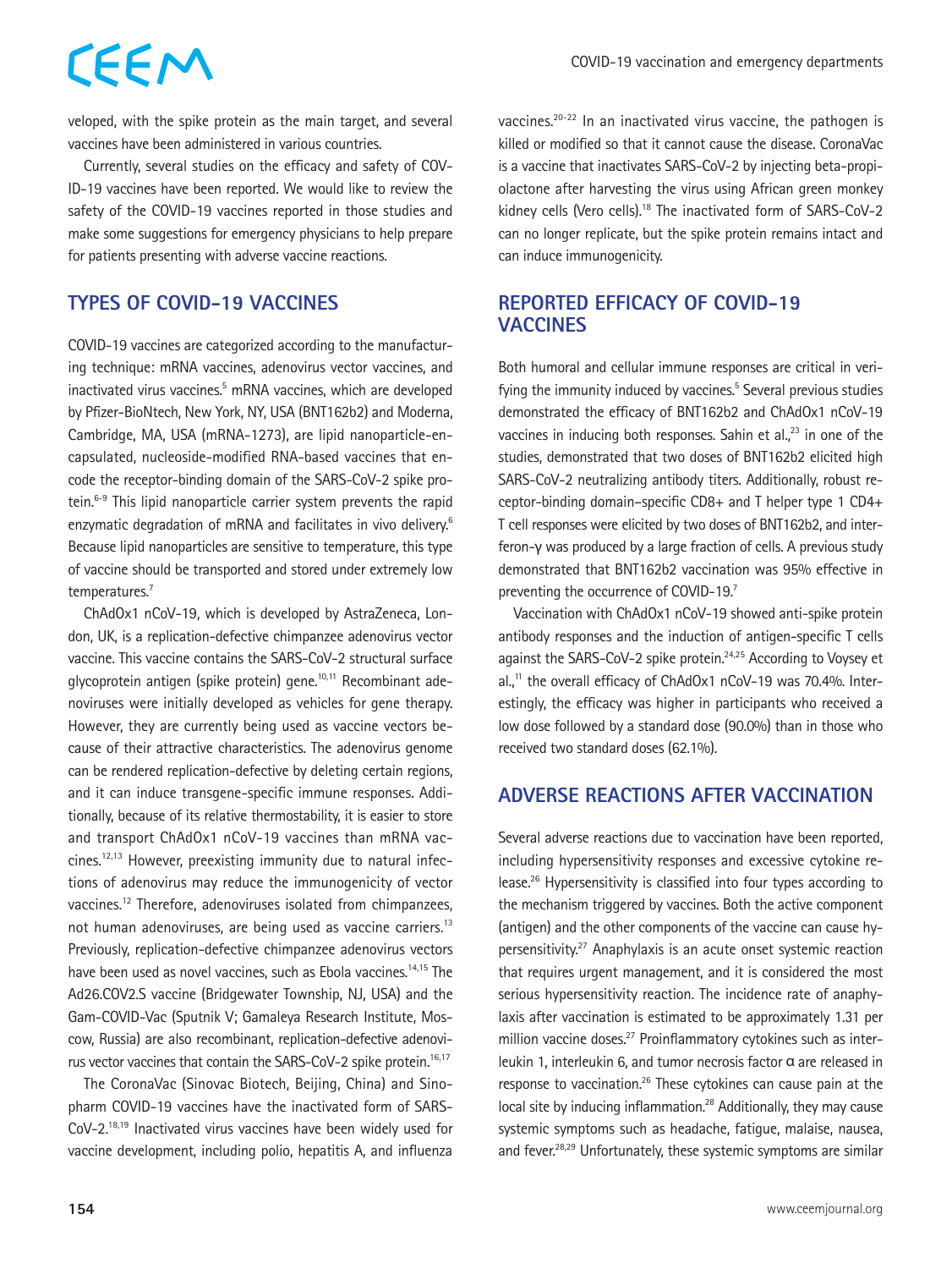veloped, with the spike protein as the main target, and several vaccines have been administered in various countries.

Currently, several studies on the efficacy and safety of COVID-19 vaccines have been reported. We would like to review the safety of the COVID-19 vaccines reported in those studies and make some suggestions for emergency physicians to help prepare for patients presenting with adverse vaccine reactions.

## TYPES OF COVID-19 VACCINES

COVID-19 vaccines are categorized according to the manufacturing technique: mRNA vaccines, adenovirus vector vaccines, and inactivated virus vaccines.[5] mRNA vaccines, which are developed by Pfizer-BioNtech, New York, NY, USA (BNT162b2) and Moderna, Cambridge, MA, USA (mRNA-1273), are lipid nanoparticle-encapsulated, nucleoside-modified RNA-based vaccines that encode the receptor-binding domain of the SARS-CoV-2 spike protein.[6-9] This lipid nanoparticle carrier system prevents the rapid enzymatic degradation of mRNA and facilitates in vivo delivery.[6] Because lipid nanoparticles are sensitive to temperature, this type of vaccine should be transported and stored under extremely low temperatures.[7]

ChAdOx1 nCoV-19, which is developed by AstraZeneca, London, UK, is a replication-defective chimpanzee adenovirus vector vaccine. This vaccine contains the SARS-CoV-2 structural surface glycoprotein antigen (spike protein) gene.[10,11] Recombinant adenoviruses were initially developed as vehicles for gene therapy. However, they are currently being used as vaccine vectors because of their attractive characteristics. The adenovirus genome can be rendered replication-defective by deleting certain regions, and it can induce transgene-specific immune responses. Additionally, because of its relative thermostability, it is easier to store and transport ChAdOx1 nCoV-19 vaccines than mRNA vaccines.[12,13] However, preexisting immunity due to natural infections of adenovirus may reduce the immunogenicity of vector vaccines.[12] Therefore, adenoviruses isolated from chimpanzees, not human adenoviruses, are being used as vaccine carriers.[13] Previously, replication-defective chimpanzee adenovirus vectors have been used as novel vaccines, such as Ebola vaccines.[14,15] The Ad26.COV2.S vaccine (Bridgewater Township, NJ, USA) and the Gam-COVID-Vac (Sputnik V; Gamaleya Research Institute, Moscow, Russia) are also recombinant, replication-defective adenovirus vector vaccines that contain the SARS-CoV-2 spike protein.[16,17]

The CoronaVac (Sinovac Biotech, Beijing, China) and Sinopharm COVID-19 vaccines have the inactivated form of SARS-CoV-2.[18,19] Inactivated virus vaccines have been widely used for vaccine development, including polio, hepatitis A, and influenza vaccines.[20-22] In an inactivated virus vaccine, the pathogen is killed or modified so that it cannot cause the disease. CoronaVac is a vaccine that inactivates SARS-CoV-2 by injecting beta-propiolactone after harvesting the virus using African green monkey kidney cells (Vero cells).[18] The inactivated form of SARS-CoV-2 can no longer replicate, but the spike protein remains intact and can induce immunogenicity.

## REPORTED EFFICACY OF COVID-19 VACCINES

Both humoral and cellular immune responses are critical in verifying the immunity induced by vaccines.[5] Several previous studies demonstrated the efficacy of BNT162b2 and ChAdOx1 nCoV-19 vaccines in inducing both responses. Sahin et al.,[23] in one of the studies, demonstrated that two doses of BNT162b2 elicited high SARS-CoV-2 neutralizing antibody titers. Additionally, robust receptor-binding domain–specific CD8+ and T helper type 1 CD4+ T cell responses were elicited by two doses of BNT162b2, and interferon-γ was produced by a large fraction of cells. A previous study demonstrated that BNT162b2 vaccination was 95% effective in preventing the occurrence of COVID-19.[7]

Vaccination with ChAdOx1 nCoV-19 showed anti-spike protein antibody responses and the induction of antigen-specific T cells against the SARS-CoV-2 spike protein.[24,25] According to Voysey et al.,[11] the overall efficacy of ChAdOx1 nCoV-19 was 70.4%. Interestingly, the efficacy was higher in participants who received a low dose followed by a standard dose (90.0%) than in those who received two standard doses (62.1%).

## ADVERSE REACTIONS AFTER VACCINATION

Several adverse reactions due to vaccination have been reported, including hypersensitivity responses and excessive cytokine release.[26] Hypersensitivity is classified into four types according to the mechanism triggered by vaccines. Both the active component (antigen) and the other components of the vaccine can cause hypersensitivity.[27] Anaphylaxis is an acute onset systemic reaction that requires urgent management, and it is considered the most serious hypersensitivity reaction. The incidence rate of anaphylaxis after vaccination is estimated to be approximately 1.31 per million vaccine doses.[27] Proinflammatory cytokines such as interleukin 1, interleukin 6, and tumor necrosis factor α are released in response to vaccination.[26] These cytokines can cause pain at the local site by inducing inflammation.[28] Additionally, they may cause systemic symptoms such as headache, fatigue, malaise, nausea, and fever.[28,29] Unfortunately, these systemic symptoms are similar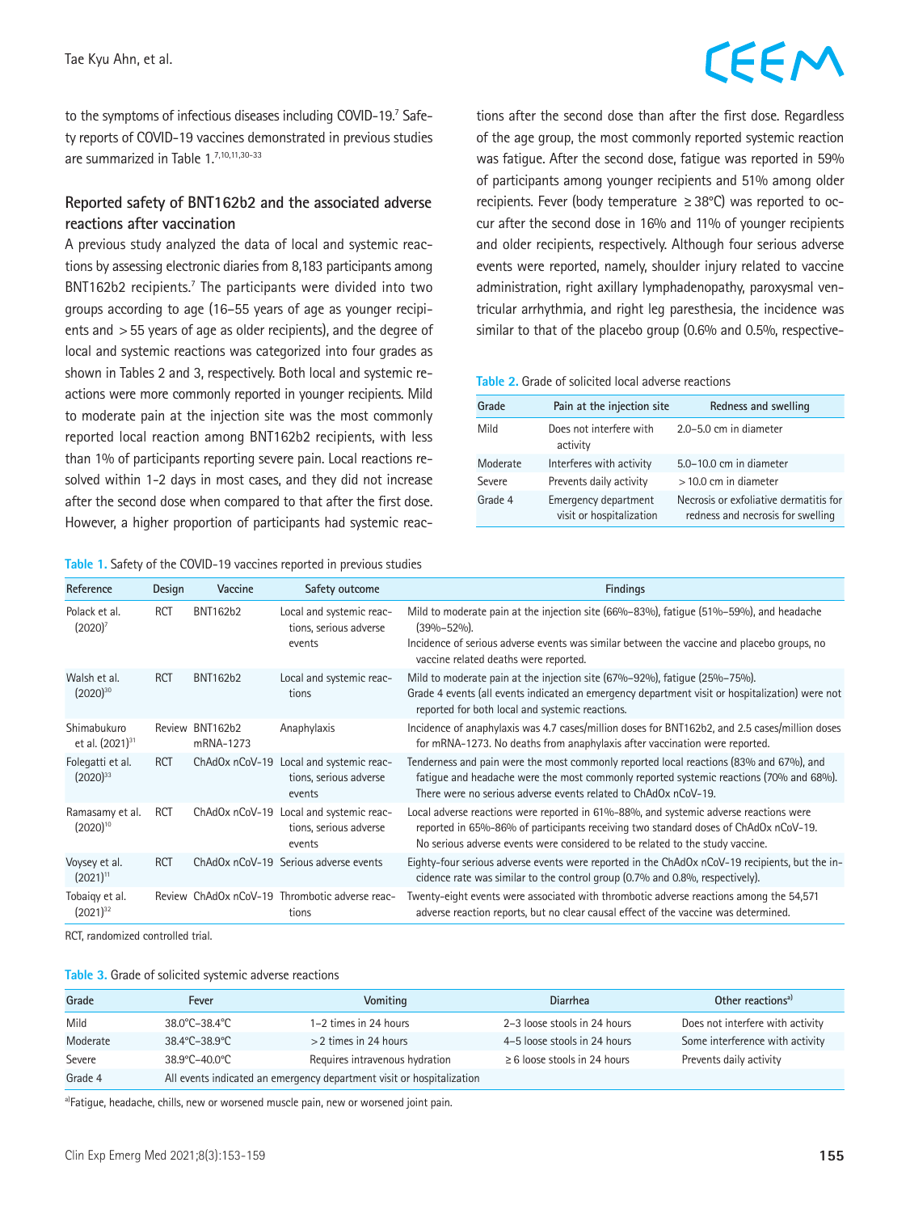to the symptoms of infectious diseases including COVID-19.[7] Safety reports of COVID-19 vaccines demonstrated in previous studies are summarized in Table 1.[7,10,11,30-33]

### Reported safety of BNT162b2 and the associated adverse reactions after vaccination

A previous study analyzed the data of local and systemic reactions by assessing electronic diaries from 8,183 participants among BNT162b2 recipients.[7] The participants were divided into two groups according to age (16–55 years of age as younger recipients and >55 years of age as older recipients), and the degree of local and systemic reactions was categorized into four grades as shown in Tables 2 and 3, respectively. Both local and systemic reactions were more commonly reported in younger recipients. Mild to moderate pain at the injection site was the most commonly reported local reaction among BNT162b2 recipients, with less than 1% of participants reporting severe pain. Local reactions resolved within 1-2 days in most cases, and they did not increase after the second dose when compared to that after the first dose. However, a higher proportion of participants had systemic reactions after the second dose than after the first dose. Regardless of the age group, the most commonly reported systemic reaction was fatigue. After the second dose, fatigue was reported in 59% of participants among younger recipients and 51% among older recipients. Fever (body temperature ≥38°C) was reported to occur after the second dose in 16% and 11% of younger recipients and older recipients, respectively. Although four serious adverse events were reported, namely, shoulder injury related to vaccine administration, right axillary lymphadenopathy, paroxysmal ventricular arrhythmia, and right leg paresthesia, the incidence was similar to that of the placebo group (0.6% and 0.5%, respective-

**Table 2.** Grade of solicited local adverse reactions

| Grade | Pain at the injection site | Redness and swelling |
|---|---|---|
| Mild | Does not interfere with activity | 2.0–5.0 cm in diameter |
| Moderate | Interferes with activity | 5.0–10.0 cm in diameter |
| Severe | Prevents daily activity | >10.0 cm in diameter |
| Grade 4 | Emergency department visit or hospitalization | Necrosis or exfoliative dermatitis for redness and necrosis for swelling |

**Table 1.** Safety of the COVID-19 vaccines reported in previous studies

| Reference | Design | Vaccine | Safety outcome | Findings |
|---|---|---|---|---|
| Polack et al. (2020)[7] | RCT | BNT162b2 | Local and systemic reactions, serious adverse events | Mild to moderate pain at the injection site (66%–83%), fatigue (51%–59%), and headache (39%–52%). Incidence of serious adverse events was similar between the vaccine and placebo groups, no vaccine related deaths were reported. |
| Walsh et al. (2020)[30] | RCT | BNT162b2 | Local and systemic reactions | Mild to moderate pain at the injection site (67%–92%), fatigue (25%–75%). Grade 4 events (all events indicated an emergency department visit or hospitalization) were not reported for both local and systemic reactions. |
| Shimabukuro et al. (2021)[31] | Review | BNT162b2 mRNA-1273 | Anaphylaxis | Incidence of anaphylaxis was 4.7 cases/million doses for BNT162b2, and 2.5 cases/million doses for mRNA-1273. No deaths from anaphylaxis after vaccination were reported. |
| Folegatti et al. (2020)[33] | RCT | ChAdOx nCoV-19 | Local and systemic reactions, serious adverse events | Tenderness and pain were the most commonly reported local reactions (83% and 67%), and fatigue and headache were the most commonly reported systemic reactions (70% and 68%). There were no serious adverse events related to ChAdOx nCoV-19. |
| Ramasamy et al. (2020)[10] | RCT | ChAdOx nCoV-19 | Local and systemic reactions, serious adverse events | Local adverse reactions were reported in 61%–88%, and systemic adverse reactions were reported in 65%–86% of participants receiving two standard doses of ChAdOx nCoV-19. No serious adverse events were considered to be related to the study vaccine. |
| Voysey et al. (2021)[11] | RCT | ChAdOx nCoV-19 | Serious adverse events | Eighty-four serious adverse events were reported in the ChAdOx nCoV-19 recipients, but the incidence rate was similar to the control group (0.7% and 0.8%, respectively). |
| Tobaiqy et al. (2021)[32] | Review | ChAdOx nCoV-19 | Thrombotic adverse reactions | Twenty-eight events were associated with thrombotic adverse reactions among the 54,571 adverse reaction reports, but no clear causal effect of the vaccine was determined. |

RCT, randomized controlled trial.

**Table 3.** Grade of solicited systemic adverse reactions

| Grade | Fever | Vomiting | Diarrhea | Other reactions[a] |
|---|---|---|---|---|
| Mild | 38.0°C–38.4°C | 1–2 times in 24 hours | 2–3 loose stools in 24 hours | Does not interfere with activity |
| Moderate | 38.4°C–38.9°C | >2 times in 24 hours | 4–5 loose stools in 24 hours | Some interference with activity |
| Severe | 38.9°C–40.0°C | Requires intravenous hydration | ≥6 loose stools in 24 hours | Prevents daily activity |
| Grade 4 | All events indicated an emergency department visit or hospitalization | | | |

[a]Fatigue, headache, chills, new or worsened muscle pain, new or worsened joint pain.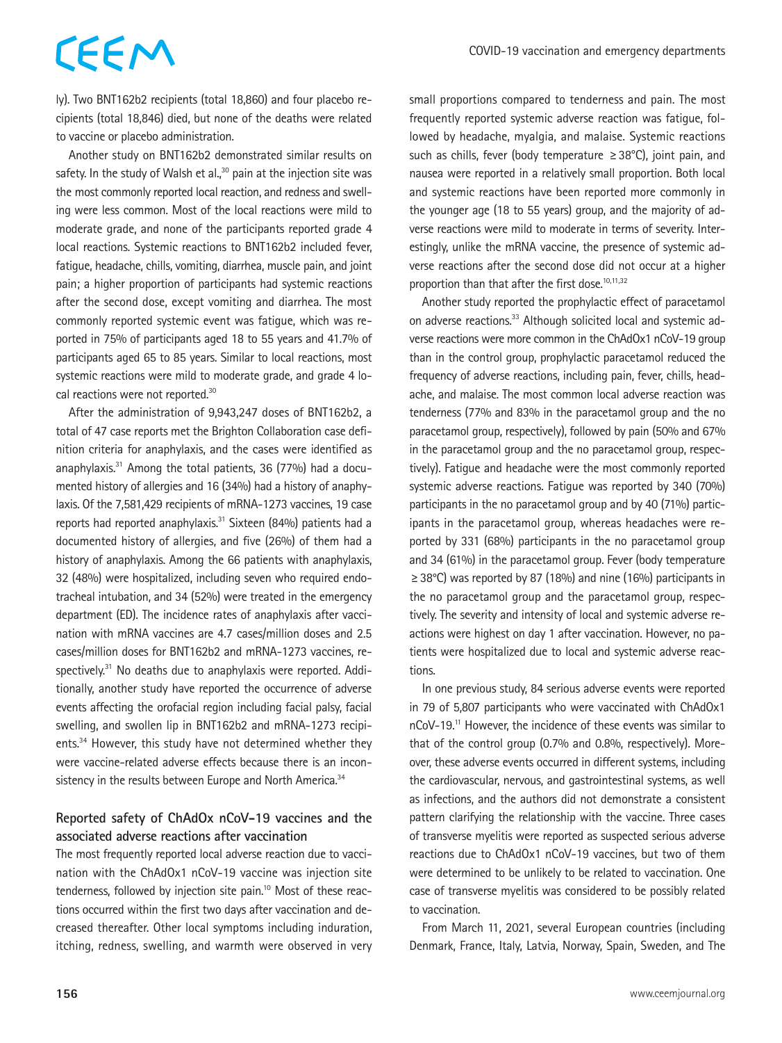ly). Two BNT162b2 recipients (total 18,860) and four placebo recipients (total 18,846) died, but none of the deaths were related to vaccine or placebo administration.

Another study on BNT162b2 demonstrated similar results on safety. In the study of Walsh et al.,[30] pain at the injection site was the most commonly reported local reaction, and redness and swelling were less common. Most of the local reactions were mild to moderate grade, and none of the participants reported grade 4 local reactions. Systemic reactions to BNT162b2 included fever, fatigue, headache, chills, vomiting, diarrhea, muscle pain, and joint pain; a higher proportion of participants had systemic reactions after the second dose, except vomiting and diarrhea. The most commonly reported systemic event was fatigue, which was reported in 75% of participants aged 18 to 55 years and 41.7% of participants aged 65 to 85 years. Similar to local reactions, most systemic reactions were mild to moderate grade, and grade 4 local reactions were not reported.[30]

After the administration of 9,943,247 doses of BNT162b2, a total of 47 case reports met the Brighton Collaboration case definition criteria for anaphylaxis, and the cases were identified as anaphylaxis.[31] Among the total patients, 36 (77%) had a documented history of allergies and 16 (34%) had a history of anaphylaxis. Of the 7,581,429 recipients of mRNA-1273 vaccines, 19 case reports had reported anaphylaxis.[31] Sixteen (84%) patients had a documented history of allergies, and five (26%) of them had a history of anaphylaxis. Among the 66 patients with anaphylaxis, 32 (48%) were hospitalized, including seven who required endotracheal intubation, and 34 (52%) were treated in the emergency department (ED). The incidence rates of anaphylaxis after vaccination with mRNA vaccines are 4.7 cases/million doses and 2.5 cases/million doses for BNT162b2 and mRNA-1273 vaccines, respectively.[31] No deaths due to anaphylaxis were reported. Additionally, another study have reported the occurrence of adverse events affecting the orofacial region including facial palsy, facial swelling, and swollen lip in BNT162b2 and mRNA-1273 recipients.[34] However, this study have not determined whether they were vaccine-related adverse effects because there is an inconsistency in the results between Europe and North America.[34]

### Reported safety of ChAdOx nCoV-19 vaccines and the associated adverse reactions after vaccination

The most frequently reported local adverse reaction due to vaccination with the ChAdOx1 nCoV-19 vaccine was injection site tenderness, followed by injection site pain.[10] Most of these reactions occurred within the first two days after vaccination and decreased thereafter. Other local symptoms including induration, itching, redness, swelling, and warmth were observed in very small proportions compared to tenderness and pain. The most frequently reported systemic adverse reaction was fatigue, followed by headache, myalgia, and malaise. Systemic reactions such as chills, fever (body temperature ≥38°C), joint pain, and nausea were reported in a relatively small proportion. Both local and systemic reactions have been reported more commonly in the younger age (18 to 55 years) group, and the majority of adverse reactions were mild to moderate in terms of severity. Interestingly, unlike the mRNA vaccine, the presence of systemic adverse reactions after the second dose did not occur at a higher proportion than that after the first dose.[10,11,32]

Another study reported the prophylactic effect of paracetamol on adverse reactions.[33] Although solicited local and systemic adverse reactions were more common in the ChAdOx1 nCoV-19 group than in the control group, prophylactic paracetamol reduced the frequency of adverse reactions, including pain, fever, chills, headache, and malaise. The most common local adverse reaction was tenderness (77% and 83% in the paracetamol group and the no paracetamol group, respectively), followed by pain (50% and 67% in the paracetamol group and the no paracetamol group, respectively). Fatigue and headache were the most commonly reported systemic adverse reactions. Fatigue was reported by 340 (70%) participants in the no paracetamol group and by 40 (71%) participants in the paracetamol group, whereas headaches were reported by 331 (68%) participants in the no paracetamol group and 34 (61%) in the paracetamol group. Fever (body temperature ≥38°C) was reported by 87 (18%) and nine (16%) participants in the no paracetamol group and the paracetamol group, respectively. The severity and intensity of local and systemic adverse reactions were highest on day 1 after vaccination. However, no patients were hospitalized due to local and systemic adverse reactions.

In one previous study, 84 serious adverse events were reported in 79 of 5,807 participants who were vaccinated with ChAdOx1 nCoV-19.[11] However, the incidence of these events was similar to that of the control group (0.7% and 0.8%, respectively). Moreover, these adverse events occurred in different systems, including the cardiovascular, nervous, and gastrointestinal systems, as well as infections, and the authors did not demonstrate a consistent pattern clarifying the relationship with the vaccine. Three cases of transverse myelitis were reported as suspected serious adverse reactions due to ChAdOx1 nCoV-19 vaccines, but two of them were determined to be unlikely to be related to vaccination. One case of transverse myelitis was considered to be possibly related to vaccination.

From March 11, 2021, several European countries (including Denmark, France, Italy, Latvia, Norway, Spain, Sweden, and The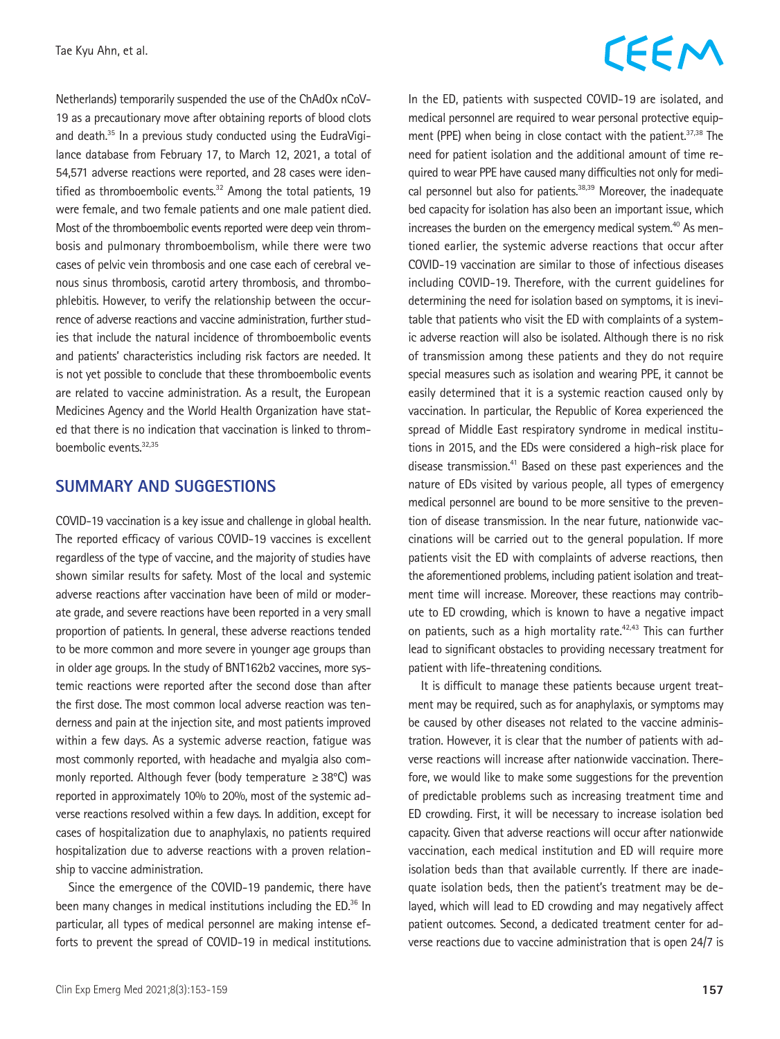Netherlands) temporarily suspended the use of the ChAdOx nCoV-19 as a precautionary move after obtaining reports of blood clots and death.[35] In a previous study conducted using the EudraVigilance database from February 17, to March 12, 2021, a total of 54,571 adverse reactions were reported, and 28 cases were identified as thromboembolic events.[32] Among the total patients, 19 were female, and two female patients and one male patient died. Most of the thromboembolic events reported were deep vein thrombosis and pulmonary thromboembolism, while there were two cases of pelvic vein thrombosis and one case each of cerebral venous sinus thrombosis, carotid artery thrombosis, and thrombophlebitis. However, to verify the relationship between the occurrence of adverse reactions and vaccine administration, further studies that include the natural incidence of thromboembolic events and patients' characteristics including risk factors are needed. It is not yet possible to conclude that these thromboembolic events are related to vaccine administration. As a result, the European Medicines Agency and the World Health Organization have stated that there is no indication that vaccination is linked to thromboembolic events.[32,35]

## SUMMARY AND SUGGESTIONS

COVID-19 vaccination is a key issue and challenge in global health. The reported efficacy of various COVID-19 vaccines is excellent regardless of the type of vaccine, and the majority of studies have shown similar results for safety. Most of the local and systemic adverse reactions after vaccination have been of mild or moderate grade, and severe reactions have been reported in a very small proportion of patients. In general, these adverse reactions tended to be more common and more severe in younger age groups than in older age groups. In the study of BNT162b2 vaccines, more systemic reactions were reported after the second dose than after the first dose. The most common local adverse reaction was tenderness and pain at the injection site, and most patients improved within a few days. As a systemic adverse reaction, fatigue was most commonly reported, with headache and myalgia also commonly reported. Although fever (body temperature ≥38°C) was reported in approximately 10% to 20%, most of the systemic adverse reactions resolved within a few days. In addition, except for cases of hospitalization due to anaphylaxis, no patients required hospitalization due to adverse reactions with a proven relationship to vaccine administration.

Since the emergence of the COVID-19 pandemic, there have been many changes in medical institutions including the ED.[36] In particular, all types of medical personnel are making intense efforts to prevent the spread of COVID-19 in medical institutions. In the ED, patients with suspected COVID-19 are isolated, and medical personnel are required to wear personal protective equipment (PPE) when being in close contact with the patient.[37,38] The need for patient isolation and the additional amount of time required to wear PPE have caused many difficulties not only for medical personnel but also for patients.[38,39] Moreover, the inadequate bed capacity for isolation has also been an important issue, which increases the burden on the emergency medical system.[40] As mentioned earlier, the systemic adverse reactions that occur after COVID-19 vaccination are similar to those of infectious diseases including COVID-19. Therefore, with the current guidelines for determining the need for isolation based on symptoms, it is inevitable that patients who visit the ED with complaints of a systemic adverse reaction will also be isolated. Although there is no risk of transmission among these patients and they do not require special measures such as isolation and wearing PPE, it cannot be easily determined that it is a systemic reaction caused only by vaccination. In particular, the Republic of Korea experienced the spread of Middle East respiratory syndrome in medical institutions in 2015, and the EDs were considered a high-risk place for disease transmission.[41] Based on these past experiences and the nature of EDs visited by various people, all types of emergency medical personnel are bound to be more sensitive to the prevention of disease transmission. In the near future, nationwide vaccinations will be carried out to the general population. If more patients visit the ED with complaints of adverse reactions, then the aforementioned problems, including patient isolation and treatment time will increase. Moreover, these reactions may contribute to ED crowding, which is known to have a negative impact on patients, such as a high mortality rate.[42,43] This can further lead to significant obstacles to providing necessary treatment for patient with life-threatening conditions.

It is difficult to manage these patients because urgent treatment may be required, such as for anaphylaxis, or symptoms may be caused by other diseases not related to the vaccine administration. However, it is clear that the number of patients with adverse reactions will increase after nationwide vaccination. Therefore, we would like to make some suggestions for the prevention of predictable problems such as increasing treatment time and ED crowding. First, it will be necessary to increase isolation bed capacity. Given that adverse reactions will occur after nationwide vaccination, each medical institution and ED will require more isolation beds than that available currently. If there are inadequate isolation beds, then the patient's treatment may be delayed, which will lead to ED crowding and may negatively affect patient outcomes. Second, a dedicated treatment center for adverse reactions due to vaccine administration that is open 24/7 is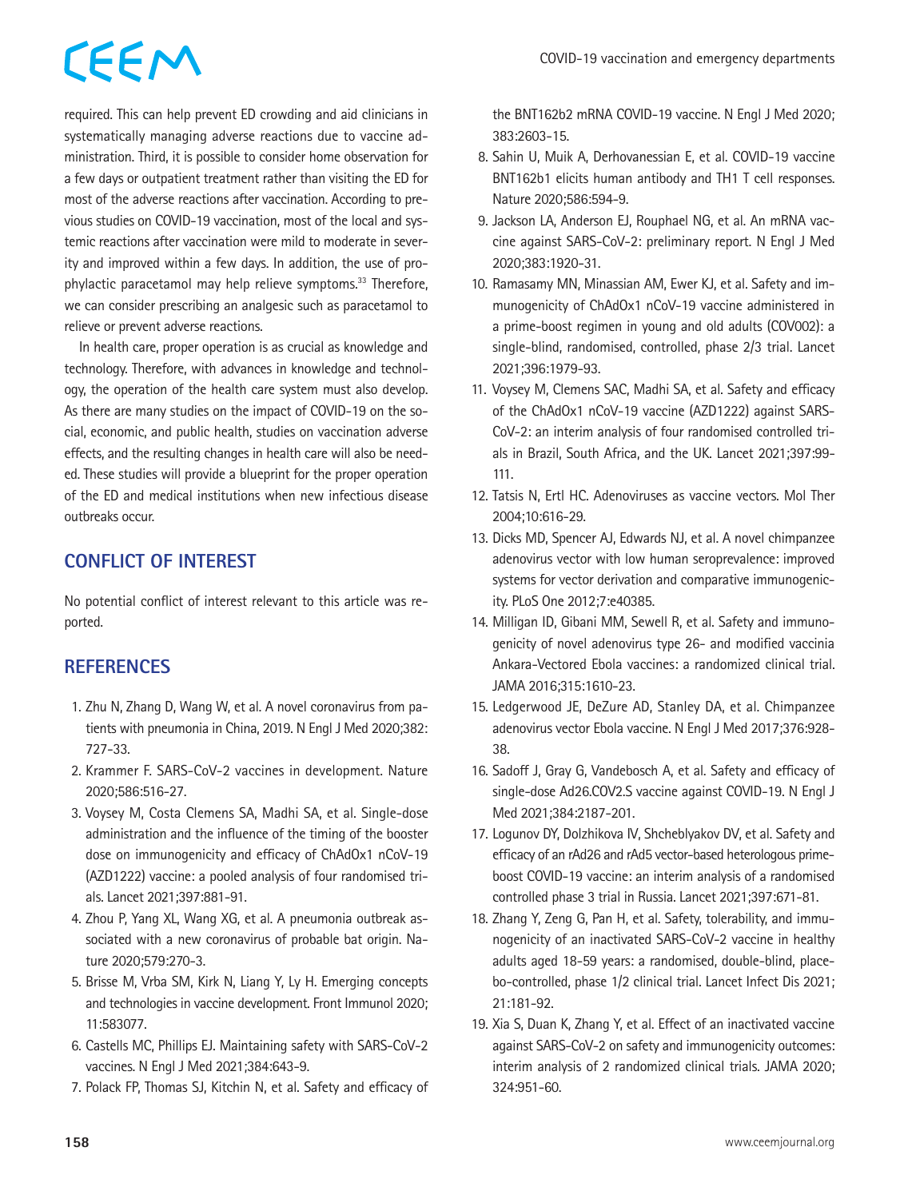required. This can help prevent ED crowding and aid clinicians in systematically managing adverse reactions due to vaccine administration. Third, it is possible to consider home observation for a few days or outpatient treatment rather than visiting the ED for most of the adverse reactions after vaccination. According to previous studies on COVID-19 vaccination, most of the local and systemic reactions after vaccination were mild to moderate in severity and improved within a few days. In addition, the use of prophylactic paracetamol may help relieve symptoms.[33] Therefore, we can consider prescribing an analgesic such as paracetamol to relieve or prevent adverse reactions.

In health care, proper operation is as crucial as knowledge and technology. Therefore, with advances in knowledge and technology, the operation of the health care system must also develop. As there are many studies on the impact of COVID-19 on the social, economic, and public health, studies on vaccination adverse effects, and the resulting changes in health care will also be needed. These studies will provide a blueprint for the proper operation of the ED and medical institutions when new infectious disease outbreaks occur.

## CONFLICT OF INTEREST

No potential conflict of interest relevant to this article was reported.

## REFERENCES

1. Zhu N, Zhang D, Wang W, et al. A novel coronavirus from patients with pneumonia in China, 2019. N Engl J Med 2020;382:727-33.
2. Krammer F. SARS-CoV-2 vaccines in development. Nature 2020;586:516-27.
3. Voysey M, Costa Clemens SA, Madhi SA, et al. Single-dose administration and the influence of the timing of the booster dose on immunogenicity and efficacy of ChAdOx1 nCoV-19 (AZD1222) vaccine: a pooled analysis of four randomised trials. Lancet 2021;397:881-91.
4. Zhou P, Yang XL, Wang XG, et al. A pneumonia outbreak associated with a new coronavirus of probable bat origin. Nature 2020;579:270-3.
5. Brisse M, Vrba SM, Kirk N, Liang Y, Ly H. Emerging concepts and technologies in vaccine development. Front Immunol 2020;11:583077.
6. Castells MC, Phillips EJ. Maintaining safety with SARS-CoV-2 vaccines. N Engl J Med 2021;384:643-9.
7. Polack FP, Thomas SJ, Kitchin N, et al. Safety and efficacy of the BNT162b2 mRNA COVID-19 vaccine. N Engl J Med 2020;383:2603-15.
8. Sahin U, Muik A, Derhovanessian E, et al. COVID-19 vaccine BNT162b1 elicits human antibody and TH1 T cell responses. Nature 2020;586:594-9.
9. Jackson LA, Anderson EJ, Rouphael NG, et al. An mRNA vaccine against SARS-CoV-2: preliminary report. N Engl J Med 2020;383:1920-31.
10. Ramasamy MN, Minassian AM, Ewer KJ, et al. Safety and immunogenicity of ChAdOx1 nCoV-19 vaccine administered in a prime-boost regimen in young and old adults (COV002): a single-blind, randomised, controlled, phase 2/3 trial. Lancet 2021;396:1979-93.
11. Voysey M, Clemens SAC, Madhi SA, et al. Safety and efficacy of the ChAdOx1 nCoV-19 vaccine (AZD1222) against SARS-CoV-2: an interim analysis of four randomised controlled trials in Brazil, South Africa, and the UK. Lancet 2021;397:99-111.
12. Tatsis N, Ertl HC. Adenoviruses as vaccine vectors. Mol Ther 2004;10:616-29.
13. Dicks MD, Spencer AJ, Edwards NJ, et al. A novel chimpanzee adenovirus vector with low human seroprevalence: improved systems for vector derivation and comparative immunogenicity. PLoS One 2012;7:e40385.
14. Milligan ID, Gibani MM, Sewell R, et al. Safety and immunogenicity of novel adenovirus type 26- and modified vaccinia Ankara-Vectored Ebola vaccines: a randomized clinical trial. JAMA 2016;315:1610-23.
15. Ledgerwood JE, DeZure AD, Stanley DA, et al. Chimpanzee adenovirus vector Ebola vaccine. N Engl J Med 2017;376:928-38.
16. Sadoff J, Gray G, Vandebosch A, et al. Safety and efficacy of single-dose Ad26.COV2.S vaccine against COVID-19. N Engl J Med 2021;384:2187-201.
17. Logunov DY, Dolzhikova IV, Shcheblyakov DV, et al. Safety and efficacy of an rAd26 and rAd5 vector-based heterologous prime-boost COVID-19 vaccine: an interim analysis of a randomised controlled phase 3 trial in Russia. Lancet 2021;397:671-81.
18. Zhang Y, Zeng G, Pan H, et al. Safety, tolerability, and immunogenicity of an inactivated SARS-CoV-2 vaccine in healthy adults aged 18-59 years: a randomised, double-blind, placebo-controlled, phase 1/2 clinical trial. Lancet Infect Dis 2021;21:181-92.
19. Xia S, Duan K, Zhang Y, et al. Effect of an inactivated vaccine against SARS-CoV-2 on safety and immunogenicity outcomes: interim analysis of 2 randomized clinical trials. JAMA 2020;324:951-60.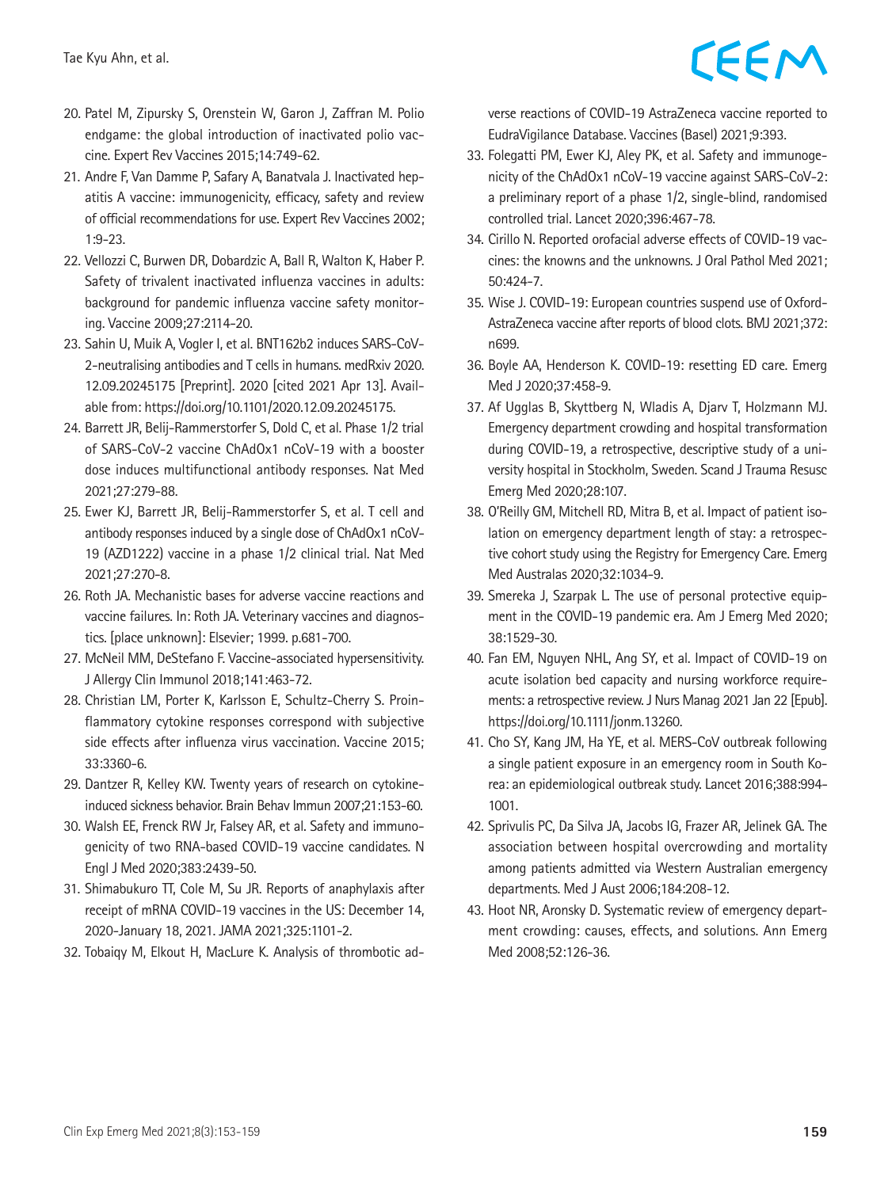20. Patel M, Zipursky S, Orenstein W, Garon J, Zaffran M. Polio endgame: the global introduction of inactivated polio vaccine. Expert Rev Vaccines 2015;14:749-62.
21. Andre F, Van Damme P, Safary A, Banatvala J. Inactivated hepatitis A vaccine: immunogenicity, efficacy, safety and review of official recommendations for use. Expert Rev Vaccines 2002;1:9-23.
22. Vellozzi C, Burwen DR, Dobardzic A, Ball R, Walton K, Haber P. Safety of trivalent inactivated influenza vaccines in adults: background for pandemic influenza vaccine safety monitoring. Vaccine 2009;27:2114-20.
23. Sahin U, Muik A, Vogler I, et al. BNT162b2 induces SARS-CoV-2-neutralising antibodies and T cells in humans. medRxiv 2020.12.09.20245175 [Preprint]. 2020 [cited 2021 Apr 13]. Available from: https://doi.org/10.1101/2020.12.09.20245175.
24. Barrett JR, Belij-Rammerstorfer S, Dold C, et al. Phase 1/2 trial of SARS-CoV-2 vaccine ChAdOx1 nCoV-19 with a booster dose induces multifunctional antibody responses. Nat Med 2021;27:279-88.
25. Ewer KJ, Barrett JR, Belij-Rammerstorfer S, et al. T cell and antibody responses induced by a single dose of ChAdOx1 nCoV-19 (AZD1222) vaccine in a phase 1/2 clinical trial. Nat Med 2021;27:270-8.
26. Roth JA. Mechanistic bases for adverse vaccine reactions and vaccine failures. In: Roth JA. Veterinary vaccines and diagnostics. [place unknown]: Elsevier; 1999. p.681-700.
27. McNeil MM, DeStefano F. Vaccine-associated hypersensitivity. J Allergy Clin Immunol 2018;141:463-72.
28. Christian LM, Porter K, Karlsson E, Schultz-Cherry S. Proinflammatory cytokine responses correspond with subjective side effects after influenza virus vaccination. Vaccine 2015;33:3360-6.
29. Dantzer R, Kelley KW. Twenty years of research on cytokine-induced sickness behavior. Brain Behav Immun 2007;21:153-60.
30. Walsh EE, Frenck RW Jr, Falsey AR, et al. Safety and immunogenicity of two RNA-based COVID-19 vaccine candidates. N Engl J Med 2020;383:2439-50.
31. Shimabukuro TT, Cole M, Su JR. Reports of anaphylaxis after receipt of mRNA COVID-19 vaccines in the US: December 14, 2020-January 18, 2021. JAMA 2021;325:1101-2.
32. Tobaiqy M, Elkout H, MacLure K. Analysis of thrombotic adverse reactions of COVID-19 AstraZeneca vaccine reported to EudraVigilance Database. Vaccines (Basel) 2021;9:393.
33. Folegatti PM, Ewer KJ, Aley PK, et al. Safety and immunogenicity of the ChAdOx1 nCoV-19 vaccine against SARS-CoV-2: a preliminary report of a phase 1/2, single-blind, randomised controlled trial. Lancet 2020;396:467-78.
34. Cirillo N. Reported orofacial adverse effects of COVID-19 vaccines: the knowns and the unknowns. J Oral Pathol Med 2021;50:424-7.
35. Wise J. COVID-19: European countries suspend use of Oxford-AstraZeneca vaccine after reports of blood clots. BMJ 2021;372:n699.
36. Boyle AA, Henderson K. COVID-19: resetting ED care. Emerg Med J 2020;37:458-9.
37. Af Ugglas B, Skyttberg N, Wladis A, Djarv T, Holzmann MJ. Emergency department crowding and hospital transformation during COVID-19, a retrospective, descriptive study of a university hospital in Stockholm, Sweden. Scand J Trauma Resusc Emerg Med 2020;28:107.
38. O'Reilly GM, Mitchell RD, Mitra B, et al. Impact of patient isolation on emergency department length of stay: a retrospective cohort study using the Registry for Emergency Care. Emerg Med Australas 2020;32:1034-9.
39. Smereka J, Szarpak L. The use of personal protective equipment in the COVID-19 pandemic era. Am J Emerg Med 2020;38:1529-30.
40. Fan EM, Nguyen NHL, Ang SY, et al. Impact of COVID-19 on acute isolation bed capacity and nursing workforce requirements: a retrospective review. J Nurs Manag 2021 Jan 22 [Epub]. https://doi.org/10.1111/jonm.13260.
41. Cho SY, Kang JM, Ha YE, et al. MERS-CoV outbreak following a single patient exposure in an emergency room in South Korea: an epidemiological outbreak study. Lancet 2016;388:994-1001.
42. Sprivulis PC, Da Silva JA, Jacobs IG, Frazer AR, Jelinek GA. The association between hospital overcrowding and mortality among patients admitted via Western Australian emergency departments. Med J Aust 2006;184:208-12.
43. Hoot NR, Aronsky D. Systematic review of emergency department crowding: causes, effects, and solutions. Ann Emerg Med 2008;52:126-36.